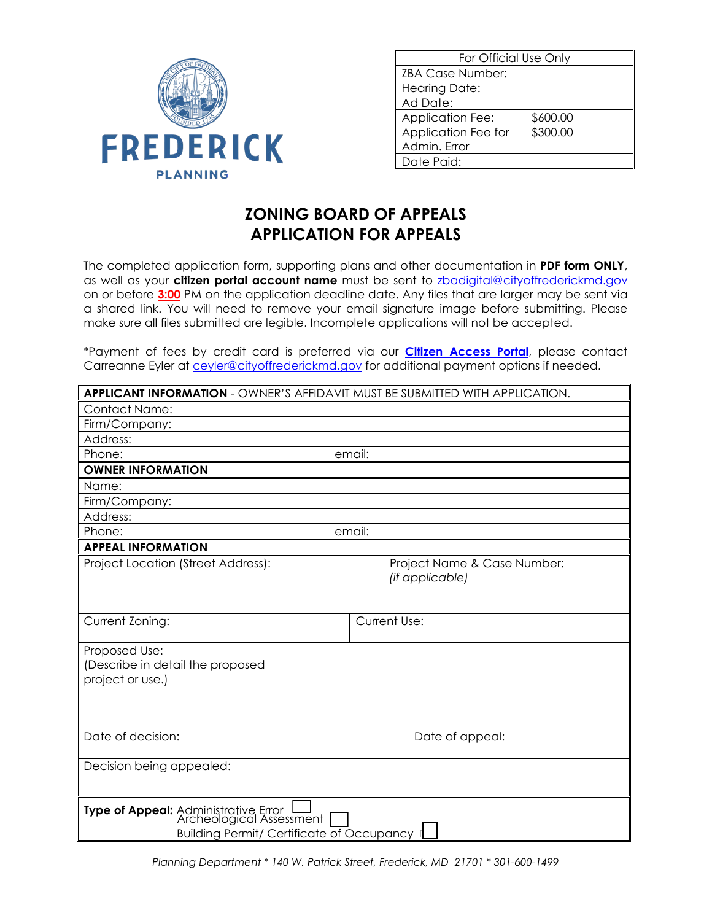FREDERICK

PLANNING

| For Official Use Only | |
|---|---|
| ZBA Case Number: | |
| Hearing Date: | |
| Ad Date: | |
| Application Fee: | $600.00 |
| Application Fee for Admin. Error | $300.00 |
| Date Paid: | |

# ZONING BOARD OF APPEALS
# APPLICATION FOR APPEALS

The completed application form, supporting plans and other documentation in **PDF form ONLY**, as well as your **citizen portal account name** must be sent to zbadigital@cityoffrederickmd.gov on or before **3:00** PM on the application deadline date. Any files that are larger may be sent via a shared link. You will need to remove your email signature image before submitting. Please make sure all files submitted are legible. Incomplete applications will not be accepted.

*Payment of fees by credit card is preferred via our **Citizen Access Portal**, please contact Carreanne Eyler at ceyler@cityoffrederickmd.gov for additional payment options if needed.

| **APPLICANT INFORMATION** - OWNER'S AFFIDAVIT MUST BE SUBMITTED WITH APPLICATION. | |
|---|---|
| Contact Name: | |
| Firm/Company: | |
| Address: | |
| Phone: | email: |
| **OWNER INFORMATION** | |
| Name: | |
| Firm/Company: | |
| Address: | |
| Phone: | email: |
| **APPEAL INFORMATION** | |
| Project Location (Street Address): | Project Name & Case Number: *(if applicable)* |
| Current Zoning: | Current Use: |
| Proposed Use: (Describe in detail the proposed project or use.) | |
| Date of decision: | Date of appeal: |
| Decision being appealed: | |
| **Type of Appeal:** Administrative Error ☐ Archeological Assessment ☐ Building Permit/ Certificate of Occupancy ☐ | |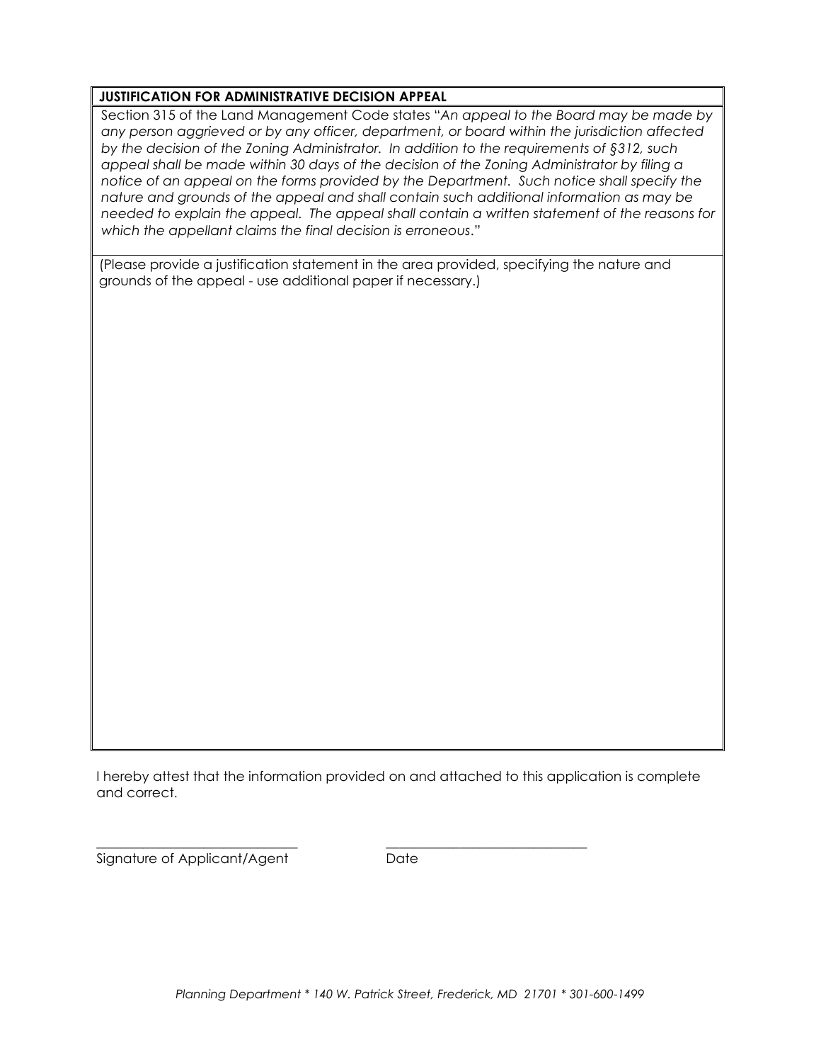**JUSTIFICATION FOR ADMINISTRATIVE DECISION APPEAL**

Section 315 of the Land Management Code states "*An appeal to the Board may be made by any person aggrieved or by any officer, department, or board within the jurisdiction affected by the decision of the Zoning Administrator. In addition to the requirements of §312, such appeal shall be made within 30 days of the decision of the Zoning Administrator by filing a notice of an appeal on the forms provided by the Department. Such notice shall specify the nature and grounds of the appeal and shall contain such additional information as may be needed to explain the appeal. The appeal shall contain a written statement of the reasons for which the appellant claims the final decision is erroneous.*"

(Please provide a justification statement in the area provided, specifying the nature and grounds of the appeal - use additional paper if necessary.)

I hereby attest that the information provided on and attached to this application is complete and correct.

______________________________ ______________________________

Signature of Applicant/Agent Date

*Planning Department * 140 W. Patrick Street, Frederick, MD 21701 * 301-600-1499*